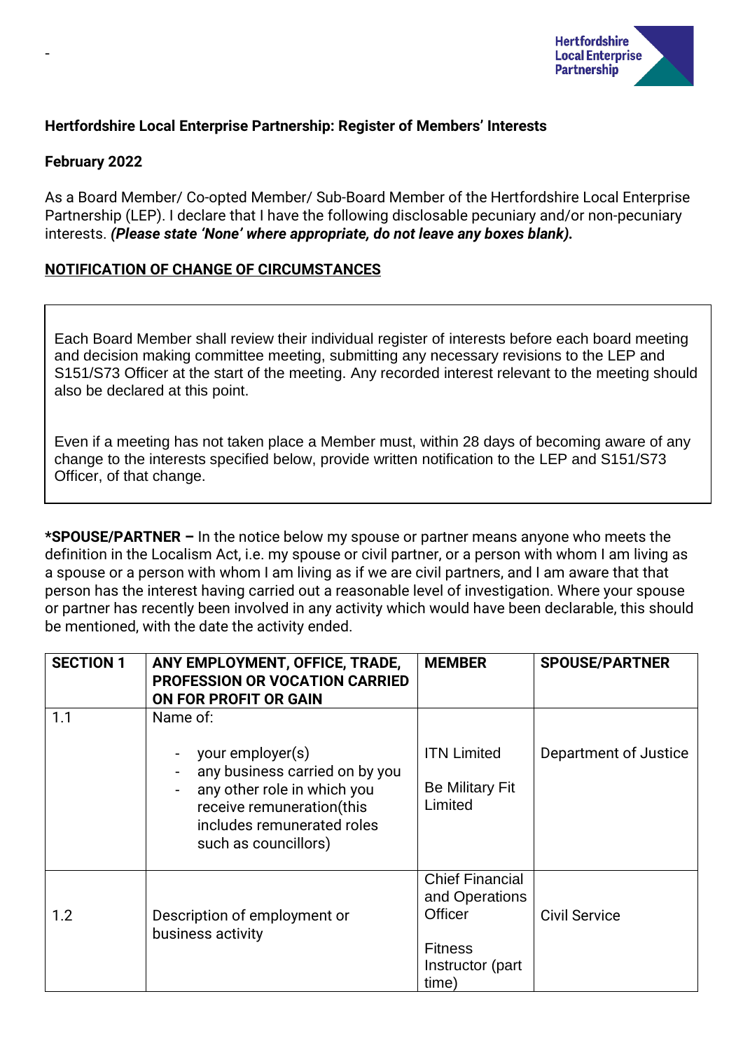-

**Hertfordshire Local Enterprise Partnership: Register of Members' Interests**

**February 2022**

As a Board Member/ Co-opted Member/ Sub-Board Member of the Hertfordshire Local Enterprise Partnership (LEP). I declare that I have the following disclosable pecuniary and/or non-pecuniary interests. ***(Please state 'None' where appropriate, do not leave any boxes blank).***

**NOTIFICATION OF CHANGE OF CIRCUMSTANCES**

Each Board Member shall review their individual register of interests before each board meeting and decision making committee meeting, submitting any necessary revisions to the LEP and S151/S73 Officer at the start of the meeting. Any recorded interest relevant to the meeting should also be declared at this point.

Even if a meeting has not taken place a Member must, within 28 days of becoming aware of any change to the interests specified below, provide written notification to the LEP and S151/S73 Officer, of that change.

**\*SPOUSE/PARTNER –** In the notice below my spouse or partner means anyone who meets the definition in the Localism Act, i.e. my spouse or civil partner, or a person with whom I am living as a spouse or a person with whom I am living as if we are civil partners, and I am aware that that person has the interest having carried out a reasonable level of investigation. Where your spouse or partner has recently been involved in any activity which would have been declarable, this should be mentioned, with the date the activity ended.

| SECTION 1 | ANY EMPLOYMENT, OFFICE, TRADE, PROFESSION OR VOCATION CARRIED ON FOR PROFIT OR GAIN | MEMBER | SPOUSE/PARTNER |
|---|---|---|---|
| 1.1 | Name of:<br>- your employer(s)<br>- any business carried on by you<br>- any other role in which you receive remuneration(this includes remunerated roles such as councillors) | ITN Limited<br><br>Be Military Fit Limited | Department of Justice |
| 1.2 | Description of employment or business activity | Chief Financial and Operations Officer<br><br>Fitness Instructor (part time) | Civil Service |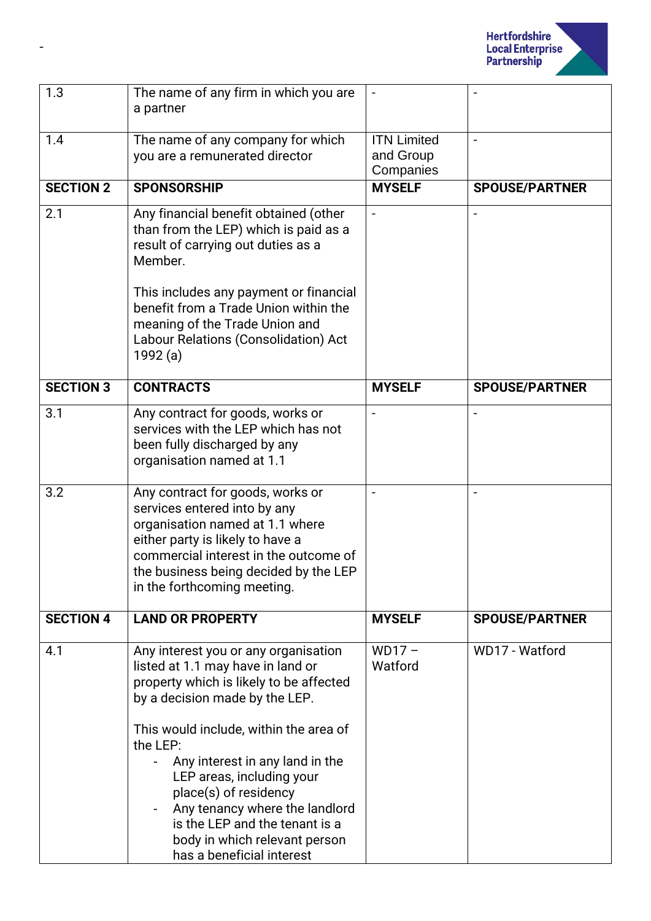-

| | | | |
|---|---|---|---|
| 1.3 | The name of any firm in which you are a partner | - | - |
| 1.4 | The name of any company for which you are a remunerated director | ITN Limited and Group Companies | - |
| **SECTION 2** | **SPONSORSHIP** | **MYSELF** | **SPOUSE/PARTNER** |
| 2.1 | Any financial benefit obtained (other than from the LEP) which is paid as a result of carrying out duties as a Member.<br><br>This includes any payment or financial benefit from a Trade Union within the meaning of the Trade Union and Labour Relations (Consolidation) Act 1992 (a) | - | - |
| **SECTION 3** | **CONTRACTS** | **MYSELF** | **SPOUSE/PARTNER** |
| 3.1 | Any contract for goods, works or services with the LEP which has not been fully discharged by any organisation named at 1.1 | - | - |
| 3.2 | Any contract for goods, works or services entered into by any organisation named at 1.1 where either party is likely to have a commercial interest in the outcome of the business being decided by the LEP in the forthcoming meeting. | - | - |
| **SECTION 4** | **LAND OR PROPERTY** | **MYSELF** | **SPOUSE/PARTNER** |
| 4.1 | Any interest you or any organisation listed at 1.1 may have in land or property which is likely to be affected by a decision made by the LEP.<br><br>This would include, within the area of the LEP:<br>- Any interest in any land in the LEP areas, including your place(s) of residency<br>- Any tenancy where the landlord is the LEP and the tenant is a body in which relevant person has a beneficial interest | WD17 – Watford | WD17 - Watford |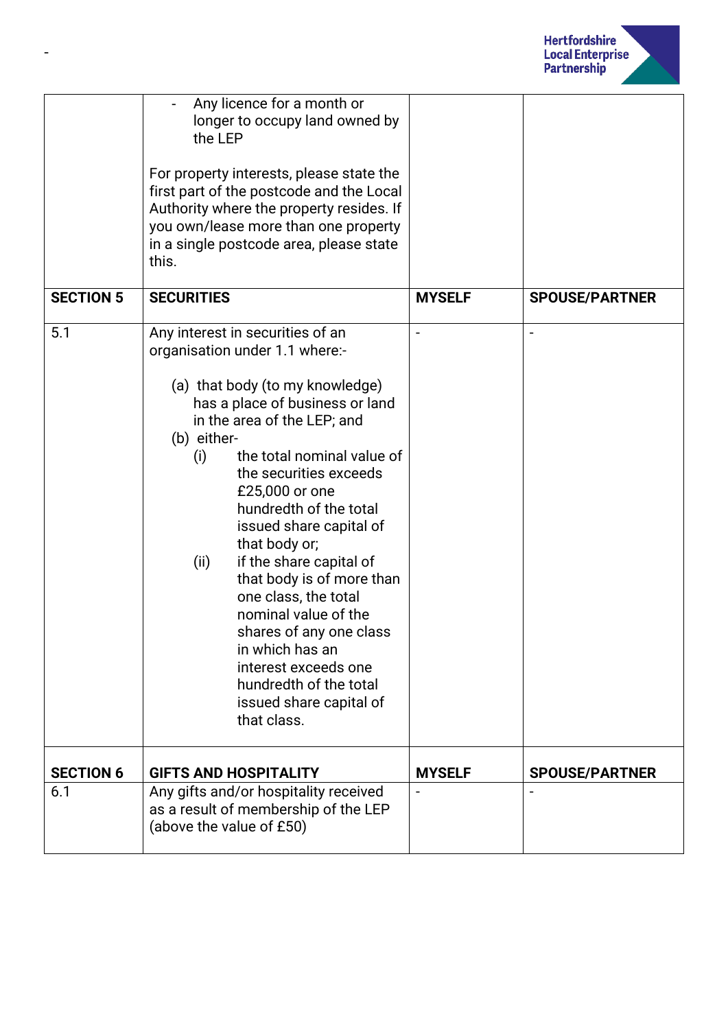-

| | - Any licence for a month or longer to occupy land owned by the LEP<br><br>For property interests, please state the first part of the postcode and the Local Authority where the property resides. If you own/lease more than one property in a single postcode area, please state this. | | |
|---|---|---|---|
| **SECTION 5** | **SECURITIES** | **MYSELF** | **SPOUSE/PARTNER** |
| 5.1 | Any interest in securities of an organisation under 1.1 where:-<br><br>(a) that body (to my knowledge) has a place of business or land in the area of the LEP; and<br>(b) either-<br>(i) the total nominal value of the securities exceeds £25,000 or one hundredth of the total issued share capital of that body or;<br>(ii) if the share capital of that body is of more than one class, the total nominal value of the shares of any one class in which has an interest exceeds one hundredth of the total issued share capital of that class. | - | - |
| **SECTION 6** | **GIFTS AND HOSPITALITY** | **MYSELF** | **SPOUSE/PARTNER** |
| 6.1 | Any gifts and/or hospitality received as a result of membership of the LEP (above the value of £50) | - | - |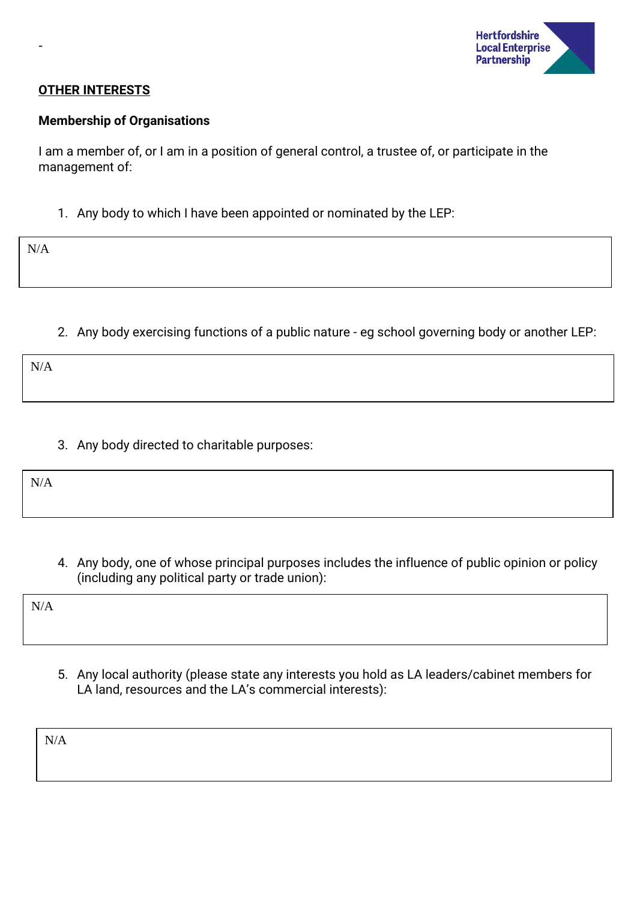-

**OTHER INTERESTS**

**Membership of Organisations**

I am a member of, or I am in a position of general control, a trustee of, or participate in the management of:

1. Any body to which I have been appointed or nominated by the LEP:

N/A

2. Any body exercising functions of a public nature - eg school governing body or another LEP:

N/A

3. Any body directed to charitable purposes:

N/A

4. Any body, one of whose principal purposes includes the influence of public opinion or policy (including any political party or trade union):

N/A

5. Any local authority (please state any interests you hold as LA leaders/cabinet members for LA land, resources and the LA's commercial interests):

N/A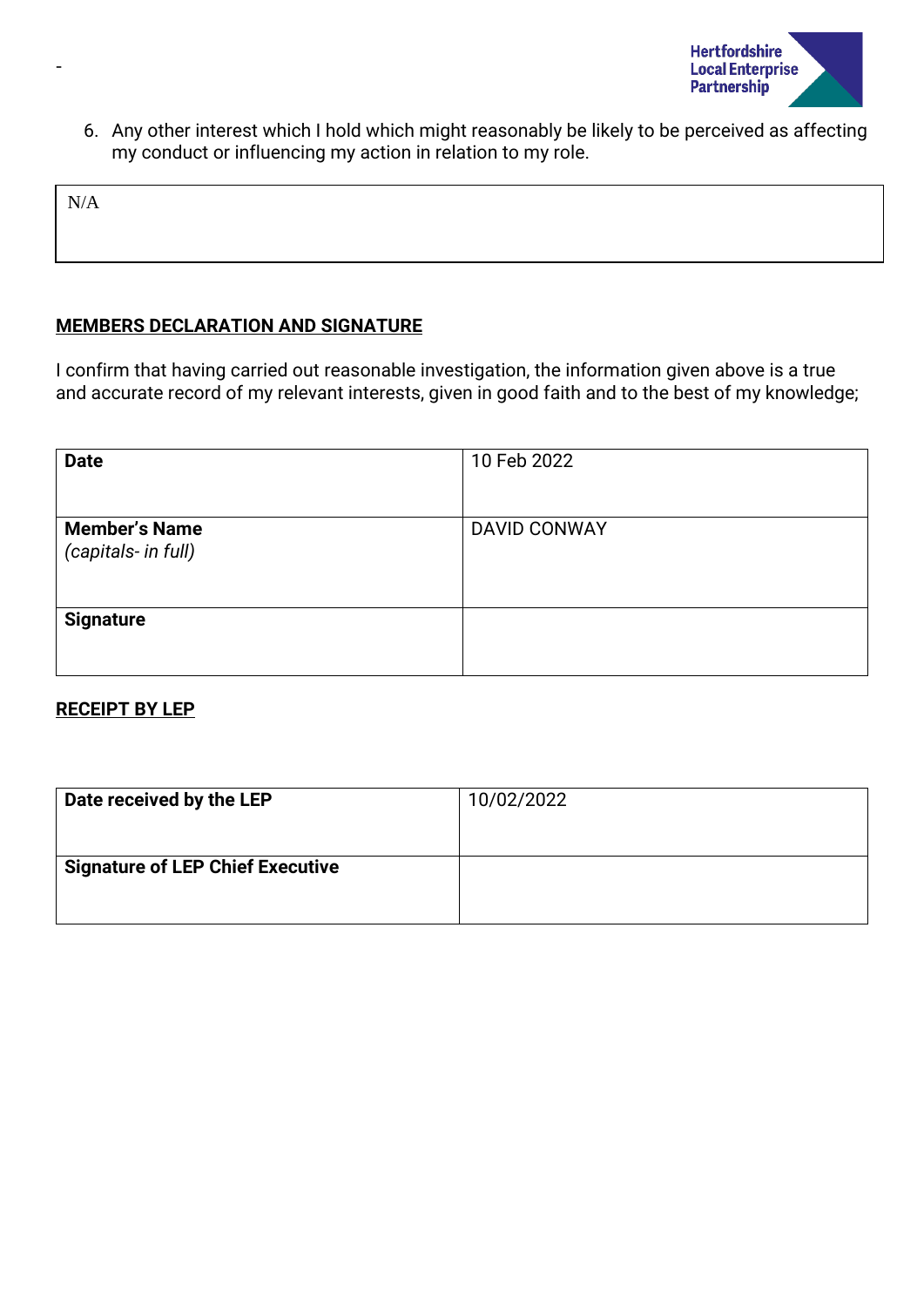-

6. Any other interest which I hold which might reasonably be likely to be perceived as affecting my conduct or influencing my action in relation to my role.

| |
|---|
| N/A |

**MEMBERS DECLARATION AND SIGNATURE**

I confirm that having carried out reasonable investigation, the information given above is a true and accurate record of my relevant interests, given in good faith and to the best of my knowledge;

| | |
|---|---|
| **Date** | 10 Feb 2022 |
| **Member's Name** *(capitals- in full)* | DAVID CONWAY |
| **Signature** | |

**RECEIPT BY LEP**

| | |
|---|---|
| **Date received by the LEP** | 10/02/2022 |
| **Signature of LEP Chief Executive** | |